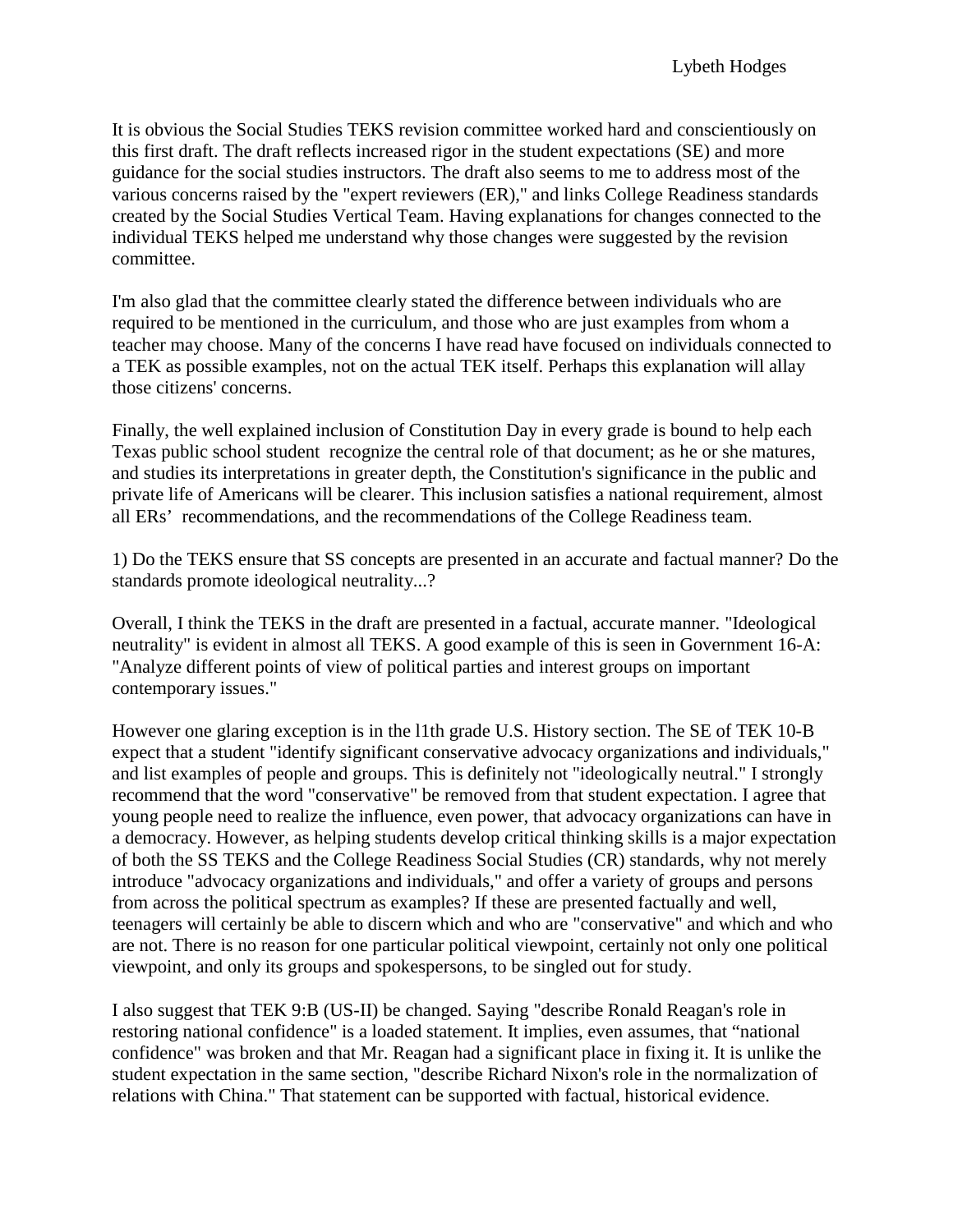Lybeth Hodges

It is obvious the Social Studies TEKS revision committee worked hard and conscientiously on this first draft. The draft reflects increased rigor in the student expectations (SE) and more guidance for the social studies instructors. The draft also seems to me to address most of the various concerns raised by the "expert reviewers (ER)," and links College Readiness standards created by the Social Studies Vertical Team. Having explanations for changes connected to the individual TEKS helped me understand why those changes were suggested by the revision committee.

I'm also glad that the committee clearly stated the difference between individuals who are required to be mentioned in the curriculum, and those who are just examples from whom a teacher may choose. Many of the concerns I have read have focused on individuals connected to a TEK as possible examples, not on the actual TEK itself. Perhaps this explanation will allay those citizens' concerns.

Finally, the well explained inclusion of Constitution Day in every grade is bound to help each Texas public school student recognize the central role of that document; as he or she matures, and studies its interpretations in greater depth, the Constitution's significance in the public and private life of Americans will be clearer. This inclusion satisfies a national requirement, almost all ERs' recommendations, and the recommendations of the College Readiness team.

1) Do the TEKS ensure that SS concepts are presented in an accurate and factual manner? Do the standards promote ideological neutrality...?

Overall, I think the TEKS in the draft are presented in a factual, accurate manner. "Ideological neutrality" is evident in almost all TEKS. A good example of this is seen in Government 16-A: "Analyze different points of view of political parties and interest groups on important contemporary issues."

However one glaring exception is in the l1th grade U.S. History section. The SE of TEK 10-B expect that a student "identify significant conservative advocacy organizations and individuals," and list examples of people and groups. This is definitely not "ideologically neutral." I strongly recommend that the word "conservative" be removed from that student expectation. I agree that young people need to realize the influence, even power, that advocacy organizations can have in a democracy. However, as helping students develop critical thinking skills is a major expectation of both the SS TEKS and the College Readiness Social Studies (CR) standards, why not merely introduce "advocacy organizations and individuals," and offer a variety of groups and persons from across the political spectrum as examples? If these are presented factually and well, teenagers will certainly be able to discern which and who are "conservative" and which and who are not. There is no reason for one particular political viewpoint, certainly not only one political viewpoint, and only its groups and spokespersons, to be singled out for study.

I also suggest that TEK 9:B (US-II) be changed. Saying "describe Ronald Reagan's role in restoring national confidence" is a loaded statement. It implies, even assumes, that "national confidence" was broken and that Mr. Reagan had a significant place in fixing it. It is unlike the student expectation in the same section, "describe Richard Nixon's role in the normalization of relations with China." That statement can be supported with factual, historical evidence.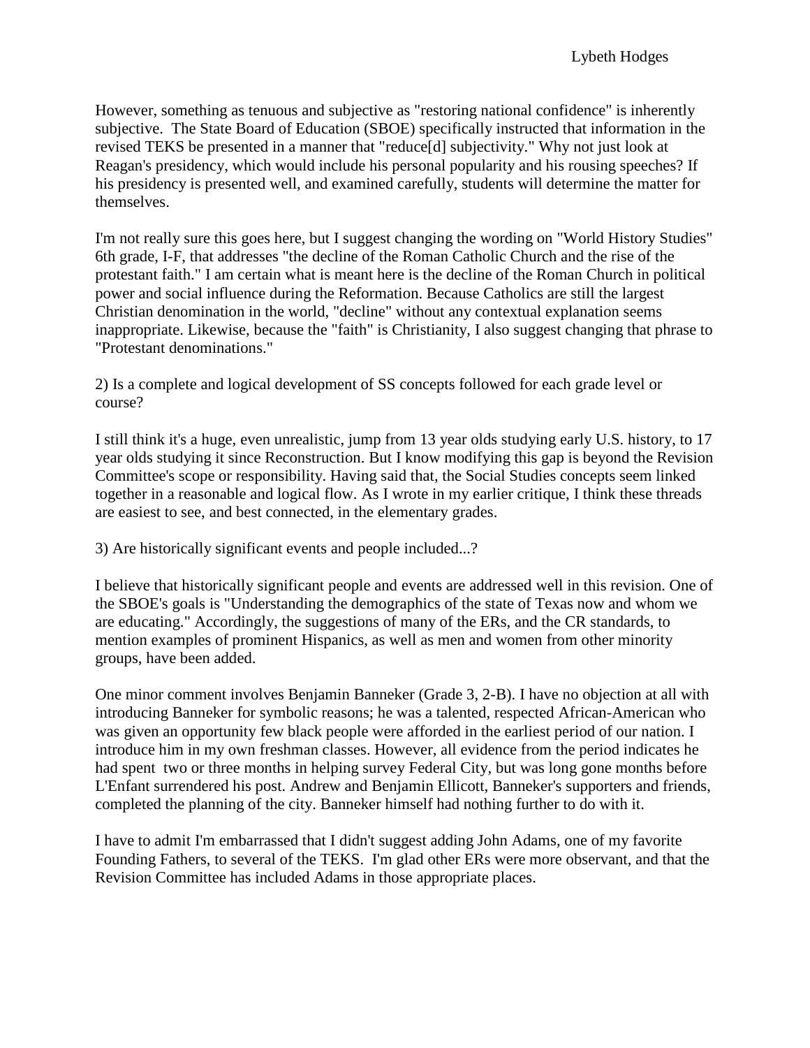However, something as tenuous and subjective as "restoring national confidence" is inherently subjective. The State Board of Education (SBOE) specifically instructed that information in the revised TEKS be presented in a manner that "reduce[d] subjectivity." Why not just look at Reagan's presidency, which would include his personal popularity and his rousing speeches? If his presidency is presented well, and examined carefully, students will determine the matter for themselves.

I'm not really sure this goes here, but I suggest changing the wording on "World History Studies" 6th grade, I-F, that addresses "the decline of the Roman Catholic Church and the rise of the protestant faith." I am certain what is meant here is the decline of the Roman Church in political power and social influence during the Reformation. Because Catholics are still the largest Christian denomination in the world, "decline" without any contextual explanation seems inappropriate. Likewise, because the "faith" is Christianity, I also suggest changing that phrase to "Protestant denominations."

2) Is a complete and logical development of SS concepts followed for each grade level or course?

I still think it's a huge, even unrealistic, jump from 13 year olds studying early U.S. history, to 17 year olds studying it since Reconstruction. But I know modifying this gap is beyond the Revision Committee's scope or responsibility. Having said that, the Social Studies concepts seem linked together in a reasonable and logical flow. As I wrote in my earlier critique, I think these threads are easiest to see, and best connected, in the elementary grades.

3) Are historically significant events and people included...?

I believe that historically significant people and events are addressed well in this revision. One of the SBOE's goals is "Understanding the demographics of the state of Texas now and whom we are educating." Accordingly, the suggestions of many of the ERs, and the CR standards, to mention examples of prominent Hispanics, as well as men and women from other minority groups, have been added.

One minor comment involves Benjamin Banneker (Grade 3, 2-B). I have no objection at all with introducing Banneker for symbolic reasons; he was a talented, respected African-American who was given an opportunity few black people were afforded in the earliest period of our nation. I introduce him in my own freshman classes. However, all evidence from the period indicates he had spent two or three months in helping survey Federal City, but was long gone months before L'Enfant surrendered his post. Andrew and Benjamin Ellicott, Banneker's supporters and friends, completed the planning of the city. Banneker himself had nothing further to do with it.

I have to admit I'm embarrassed that I didn't suggest adding John Adams, one of my favorite Founding Fathers, to several of the TEKS. I'm glad other ERs were more observant, and that the Revision Committee has included Adams in those appropriate places.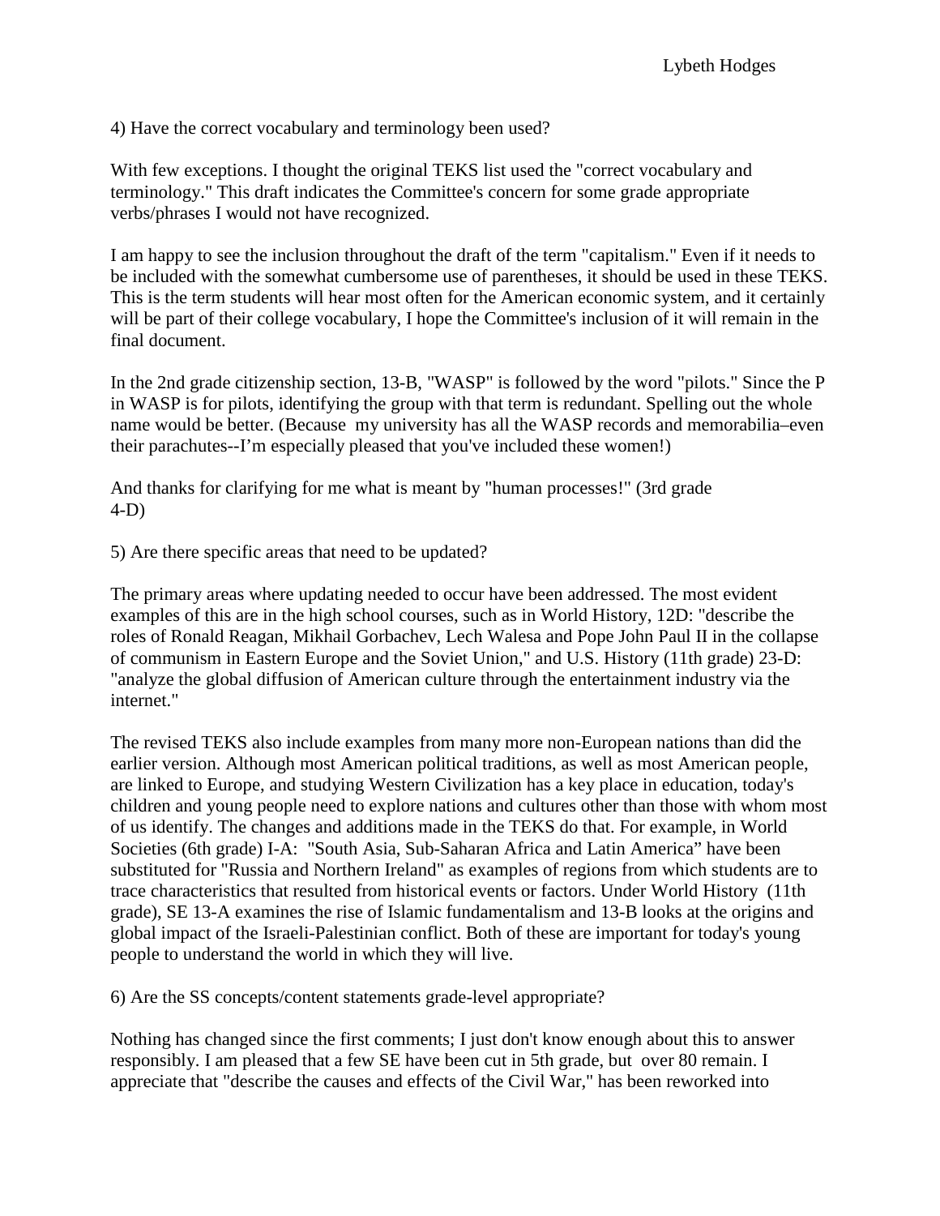4) Have the correct vocabulary and terminology been used?

With few exceptions. I thought the original TEKS list used the "correct vocabulary and terminology." This draft indicates the Committee's concern for some grade appropriate verbs/phrases I would not have recognized.

I am happy to see the inclusion throughout the draft of the term "capitalism." Even if it needs to be included with the somewhat cumbersome use of parentheses, it should be used in these TEKS. This is the term students will hear most often for the American economic system, and it certainly will be part of their college vocabulary, I hope the Committee's inclusion of it will remain in the final document.

In the 2nd grade citizenship section, 13-B, "WASP" is followed by the word "pilots." Since the P in WASP is for pilots, identifying the group with that term is redundant. Spelling out the whole name would be better. (Because my university has all the WASP records and memorabilia–even their parachutes--I'm especially pleased that you've included these women!)

And thanks for clarifying for me what is meant by "human processes!" (3rd grade 4-D)

5) Are there specific areas that need to be updated?

The primary areas where updating needed to occur have been addressed. The most evident examples of this are in the high school courses, such as in World History, 12D: "describe the roles of Ronald Reagan, Mikhail Gorbachev, Lech Walesa and Pope John Paul II in the collapse of communism in Eastern Europe and the Soviet Union," and U.S. History (11th grade) 23-D: "analyze the global diffusion of American culture through the entertainment industry via the internet."

The revised TEKS also include examples from many more non-European nations than did the earlier version. Although most American political traditions, as well as most American people, are linked to Europe, and studying Western Civilization has a key place in education, today's children and young people need to explore nations and cultures other than those with whom most of us identify. The changes and additions made in the TEKS do that. For example, in World Societies (6th grade) I-A: "South Asia, Sub-Saharan Africa and Latin America" have been substituted for "Russia and Northern Ireland" as examples of regions from which students are to trace characteristics that resulted from historical events or factors. Under World History (11th grade), SE 13-A examines the rise of Islamic fundamentalism and 13-B looks at the origins and global impact of the Israeli-Palestinian conflict. Both of these are important for today's young people to understand the world in which they will live.

6) Are the SS concepts/content statements grade-level appropriate?

Nothing has changed since the first comments; I just don't know enough about this to answer responsibly. I am pleased that a few SE have been cut in 5th grade, but over 80 remain. I appreciate that "describe the causes and effects of the Civil War," has been reworked into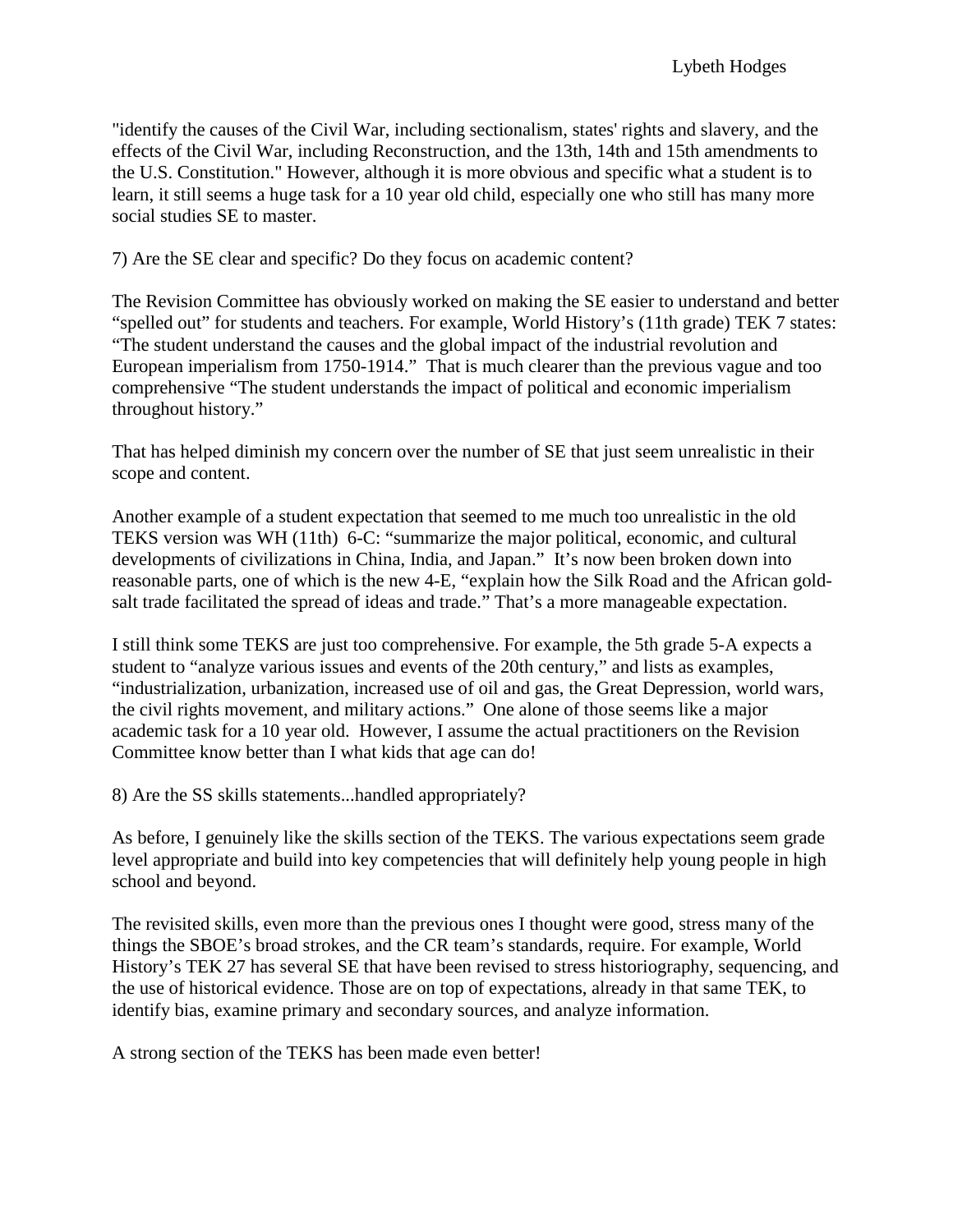"identify the causes of the Civil War, including sectionalism, states' rights and slavery, and the effects of the Civil War, including Reconstruction, and the 13th, 14th and 15th amendments to the U.S. Constitution." However, although it is more obvious and specific what a student is to learn, it still seems a huge task for a 10 year old child, especially one who still has many more social studies SE to master.

7) Are the SE clear and specific? Do they focus on academic content?

The Revision Committee has obviously worked on making the SE easier to understand and better "spelled out" for students and teachers. For example, World History's (11th grade) TEK 7 states: "The student understand the causes and the global impact of the industrial revolution and European imperialism from 1750-1914." That is much clearer than the previous vague and too comprehensive "The student understands the impact of political and economic imperialism throughout history."

That has helped diminish my concern over the number of SE that just seem unrealistic in their scope and content.

Another example of a student expectation that seemed to me much too unrealistic in the old TEKS version was WH (11th) 6-C: "summarize the major political, economic, and cultural developments of civilizations in China, India, and Japan." It's now been broken down into reasonable parts, one of which is the new 4-E, "explain how the Silk Road and the African gold-salt trade facilitated the spread of ideas and trade." That's a more manageable expectation.

I still think some TEKS are just too comprehensive. For example, the 5th grade 5-A expects a student to "analyze various issues and events of the 20th century," and lists as examples, "industrialization, urbanization, increased use of oil and gas, the Great Depression, world wars, the civil rights movement, and military actions." One alone of those seems like a major academic task for a 10 year old. However, I assume the actual practitioners on the Revision Committee know better than I what kids that age can do!

8) Are the SS skills statements...handled appropriately?

As before, I genuinely like the skills section of the TEKS. The various expectations seem grade level appropriate and build into key competencies that will definitely help young people in high school and beyond.

The revisited skills, even more than the previous ones I thought were good, stress many of the things the SBOE's broad strokes, and the CR team's standards, require. For example, World History's TEK 27 has several SE that have been revised to stress historiography, sequencing, and the use of historical evidence. Those are on top of expectations, already in that same TEK, to identify bias, examine primary and secondary sources, and analyze information.

A strong section of the TEKS has been made even better!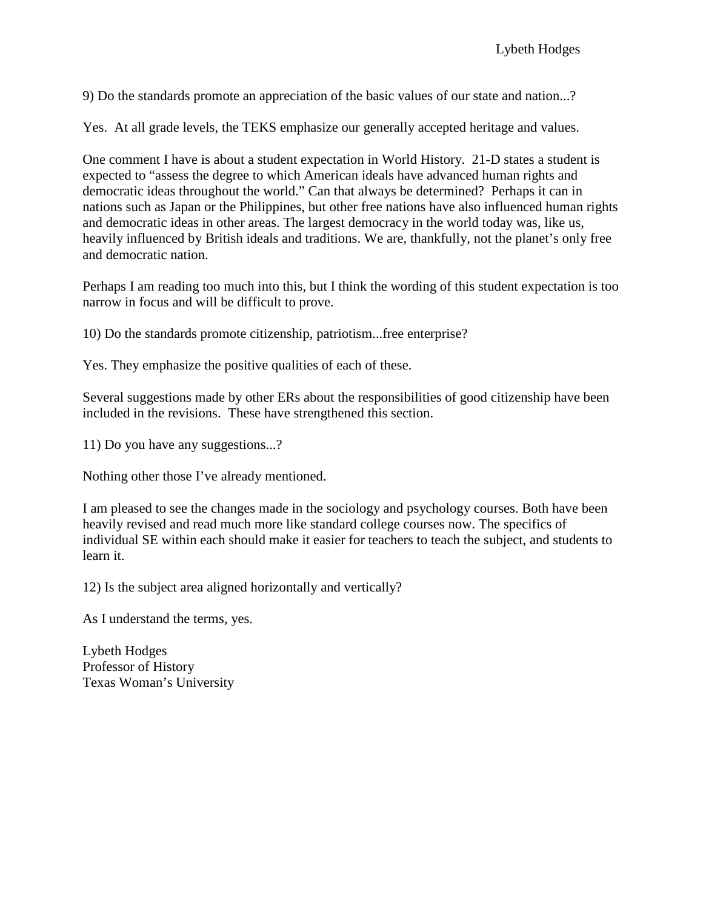9) Do the standards promote an appreciation of the basic values of our state and nation...?

Yes. At all grade levels, the TEKS emphasize our generally accepted heritage and values.

One comment I have is about a student expectation in World History. 21-D states a student is expected to "assess the degree to which American ideals have advanced human rights and democratic ideas throughout the world." Can that always be determined? Perhaps it can in nations such as Japan or the Philippines, but other free nations have also influenced human rights and democratic ideas in other areas. The largest democracy in the world today was, like us, heavily influenced by British ideals and traditions. We are, thankfully, not the planet's only free and democratic nation.

Perhaps I am reading too much into this, but I think the wording of this student expectation is too narrow in focus and will be difficult to prove.

10) Do the standards promote citizenship, patriotism...free enterprise?

Yes. They emphasize the positive qualities of each of these.

Several suggestions made by other ERs about the responsibilities of good citizenship have been included in the revisions. These have strengthened this section.

11) Do you have any suggestions...?

Nothing other those I've already mentioned.

I am pleased to see the changes made in the sociology and psychology courses. Both have been heavily revised and read much more like standard college courses now. The specifics of individual SE within each should make it easier for teachers to teach the subject, and students to learn it.

12) Is the subject area aligned horizontally and vertically?

As I understand the terms, yes.

Lybeth Hodges
Professor of History
Texas Woman's University